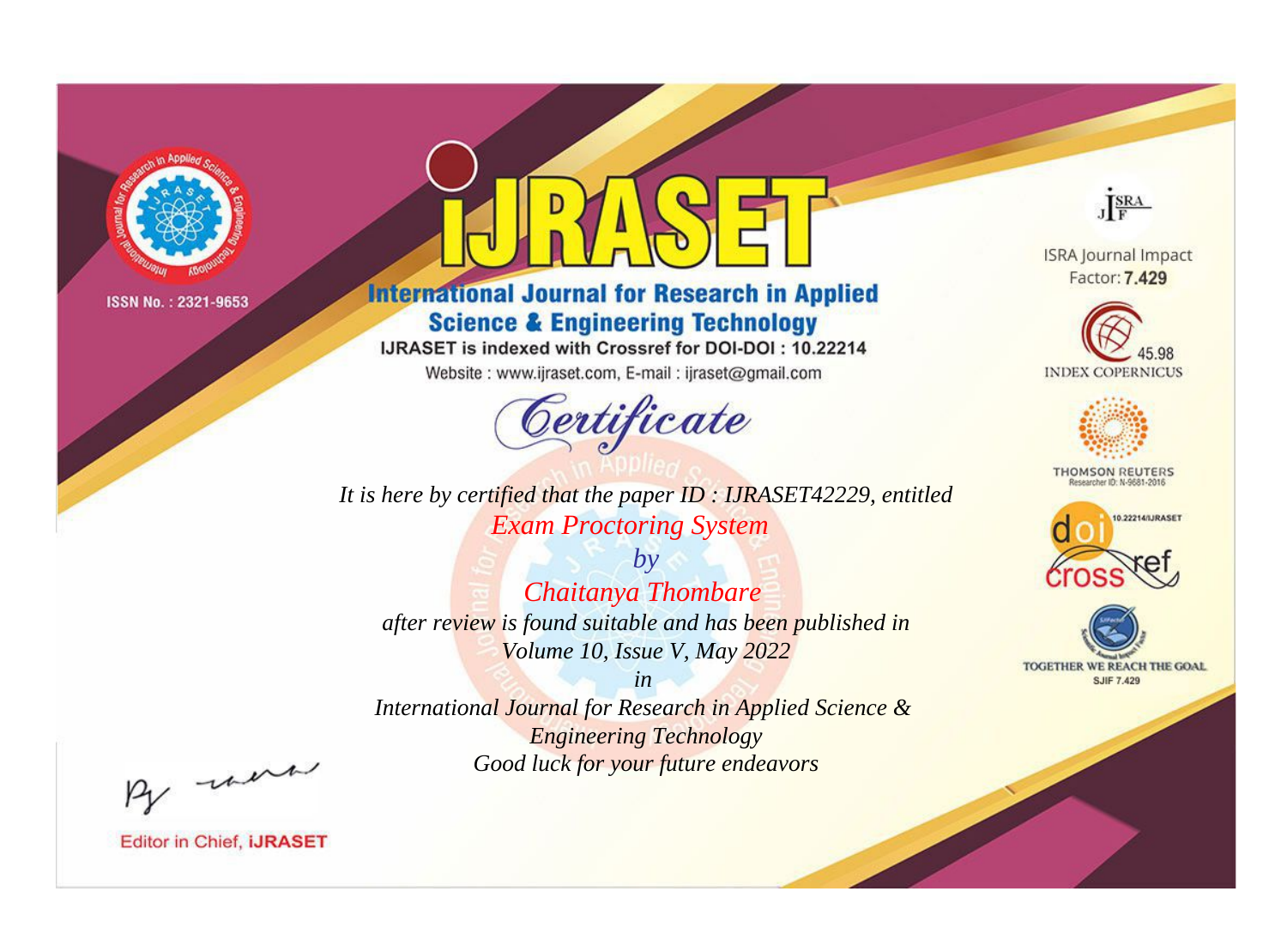ISSN No. : 2321-9653

# IJRASET

## International Journal for Research in Applied Science & Engineering Technology

IJRASET is indexed with Crossref for DOI-DOI : 10.22214

Website : www.ijraset.com, E-mail : ijraset@gmail.com

ISRA Journal Impact Factor: **7.429**

45.98 INDEX COPERNICUS

THOMSON REUTERS Researcher ID: N-9681-2016

10.22214/IJRASET

TOGETHER WE REACH THE GOAL SJIF 7.429

# *Certificate*

*It is here by certified that the paper ID : IJRASET42229, entitled*

*Exam Proctoring System*

*by*

*Chaitanya Thombare*

*after review is found suitable and has been published in*

*Volume 10, Issue V, May 2022*

*in*

*International Journal for Research in Applied Science & Engineering Technology*

*Good luck for your future endeavors*

Editor in Chief, **iJRASET**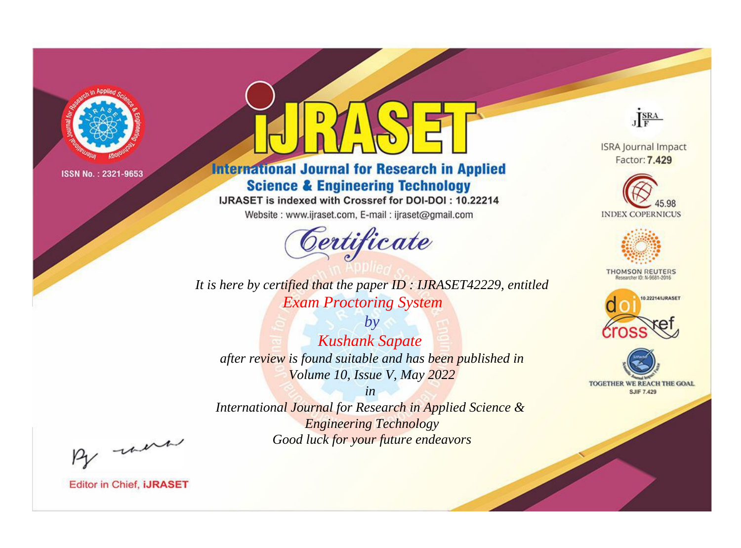ISSN No. : 2321-9653

# IJRASET

## International Journal for Research in Applied Science & Engineering Technology

IJRASET is indexed with Crossref for DOI-DOI : 10.22214

Website : www.ijraset.com, E-mail : ijraset@gmail.com

## Certificate

*It is here by certified that the paper ID : IJRASET42229, entitled*

*Exam Proctoring System*

*by*

*Kushank Sapate*

*after review is found suitable and has been published in*

*Volume 10, Issue V, May 2022*

*in*

*International Journal for Research in Applied Science & Engineering Technology*

*Good luck for your future endeavors*

ISRA Journal Impact Factor: **7.429**

45.98 INDEX COPERNICUS

THOMSON REUTERS Researcher ID: N-9681-2016

10.22214/IJRASET

TOGETHER WE REACH THE GOAL SJIF 7.429

Editor in Chief, **iJRASET**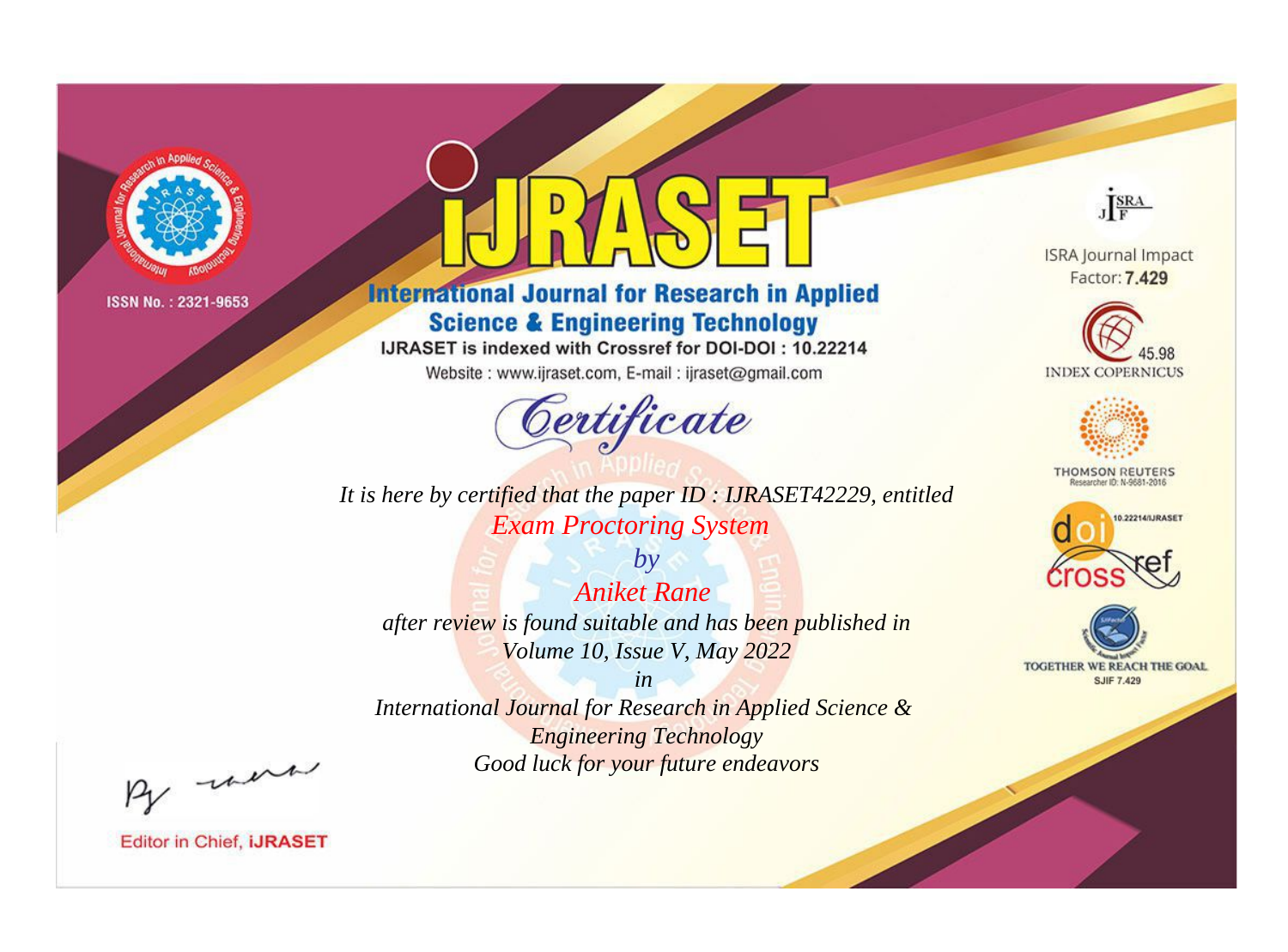ISSN No. : 2321-9653

# IJRASET

## International Journal for Research in Applied Science & Engineering Technology

IJRASET is indexed with Crossref for DOI-DOI : 10.22214

Website : www.ijraset.com, E-mail : ijraset@gmail.com

## Certificate

*It is here by certified that the paper ID : IJRASET42229, entitled*

*Exam Proctoring System*

*by*

*Aniket Rane*

*after review is found suitable and has been published in*

*Volume 10, Issue V, May 2022*

*in*

*International Journal for Research in Applied Science & Engineering Technology*

*Good luck for your future endeavors*

ISRA Journal Impact Factor: **7.429**

45.98 INDEX COPERNICUS

THOMSON REUTERS Researcher ID: N-9681-2016

10.22214/IJRASET

TOGETHER WE REACH THE GOAL SJIF 7.429

Editor in Chief, **iJRASET**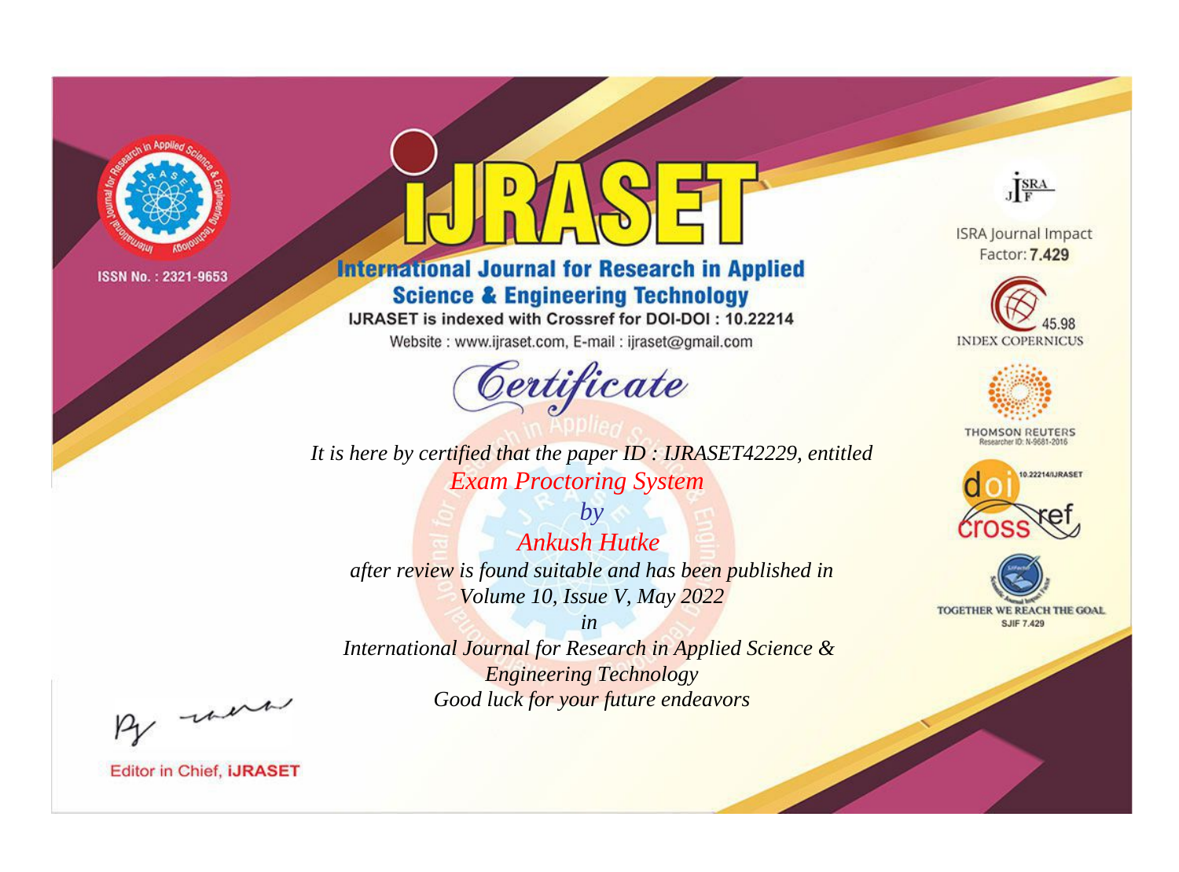ISSN No. : 2321-9653

# iJRASET

## International Journal for Research in Applied Science & Engineering Technology

IJRASET is indexed with Crossref for DOI-DOI : 10.22214

Website : www.ijraset.com, E-mail : ijraset@gmail.com

*Certificate*

*It is here by certified that the paper ID : IJRASET42229, entitled*

*Exam Proctoring System*

*by*

*Ankush Hutke*

*after review is found suitable and has been published in*

*Volume 10, Issue V, May 2022*

*in*

*International Journal for Research in Applied Science & Engineering Technology*

*Good luck for your future endeavors*

ISRA Journal Impact Factor: **7.429**

45.98 INDEX COPERNICUS

THOMSON REUTERS Researcher ID: N-9681-2016

10.22214/IJRASET

TOGETHER WE REACH THE GOAL SJIF 7.429

Editor in Chief, **iJRASET**